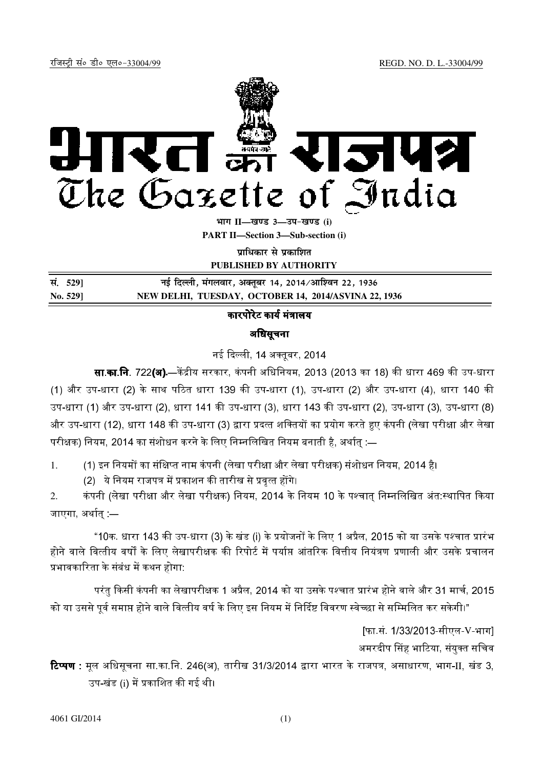रजिस्ट्री सं० डी० एल०-33004/99 REGD. NO. D. L.-33004/99

# भारत का राजपत्र
# The Gazette of India

**भाग II—खण्ड 3—उप-खण्ड (i)**

**PART II—Section 3—Sub-section (i)**

**प्राधिकार से प्रकाशित**

**PUBLISHED BY AUTHORITY**

| | |
|---|---|
| **सं. 529]** | **नई दिल्ली, मंगलवार, अक्तूबर 14, 2014/आश्विन 22, 1936** |
| **No. 529]** | **NEW DELHI, TUESDAY, OCTOBER 14, 2014/ASVINA 22, 1936** |

## कारपोरेट कार्य मंत्रालय

### अधिसूचना

नई दिल्ली, 14 अक्तूबर, 2014

**सा.का.नि.** 722**(अ).**—केंद्रीय सरकार, कंपनी अधिनियम, 2013 (2013 का 18) की धारा 469 की उप-धारा (1) और उप-धारा (2) के साथ पठित धारा 139 की उप-धारा (1), उप-धारा (2) और उप-धारा (4), धारा 140 की उप-धारा (1) और उप-धारा (2), धारा 141 की उप-धारा (3), धारा 143 की उप-धारा (2), उप-धारा (3), उप-धारा (8) और उप-धारा (12), धारा 148 की उप-धारा (3) द्वारा प्रदत्त शक्तियों का प्रयोग करते हुए कंपनी (लेखा परीक्षा और लेखा परीक्षक) नियम, 2014 का संशोधन करने के लिए निम्नलिखित नियम बनाती है, अर्थात् :—

1. (1) इन नियमों का संक्षिप्त नाम कंपनी (लेखा परीक्षा और लेखा परीक्षक) संशोधन नियम, 2014 है।

   (2) ये नियम राजपत्र में प्रकाशन की तारीख से प्रवृत्त होंगे।

2. कंपनी (लेखा परीक्षा और लेखा परीक्षक) नियम, 2014 के नियम 10 के पश्चात् निम्नलिखित अंत:स्थापित किया जाएगा, अर्थात् :—

   "10क. धारा 143 की उप-धारा (3) के खंड (i) के प्रयोजनों के लिए 1 अप्रैल, 2015 को या उसके पश्चात प्रारंभ होने वाले वित्तीय वर्षों के लिए लेखापरीक्षक की रिपोर्ट में पर्याप्त आंतरिक वित्तीय नियंत्रण प्रणाली और उसके प्रचालन प्रभावकारिता के संबंध में कथन होगा:

   परंतु किसी कंपनी का लेखापरीक्षक 1 अप्रैल, 2014 को या उसके पश्चात प्रारंभ होने वाले और 31 मार्च, 2015 को या उससे पूर्व समाप्त होने वाले वित्तीय वर्ष के लिए इस नियम में निर्दिष्ट विवरण स्वेच्छा से सम्मिलित कर सकेगी।"

[फा.सं. 1/33/2013-सीएल-V-भाग]

अमरदीप सिंह भाटिया, संयुक्त सचिव

**टिप्पण :** मूल अधिसूचना सा.का.नि. 246(अ), तारीख 31/3/2014 द्वारा भारत के राजपत्र, असाधारण, भाग-II, खंड 3, उप-खंड (i) में प्रकाशित की गई थी।

4061 GI/2014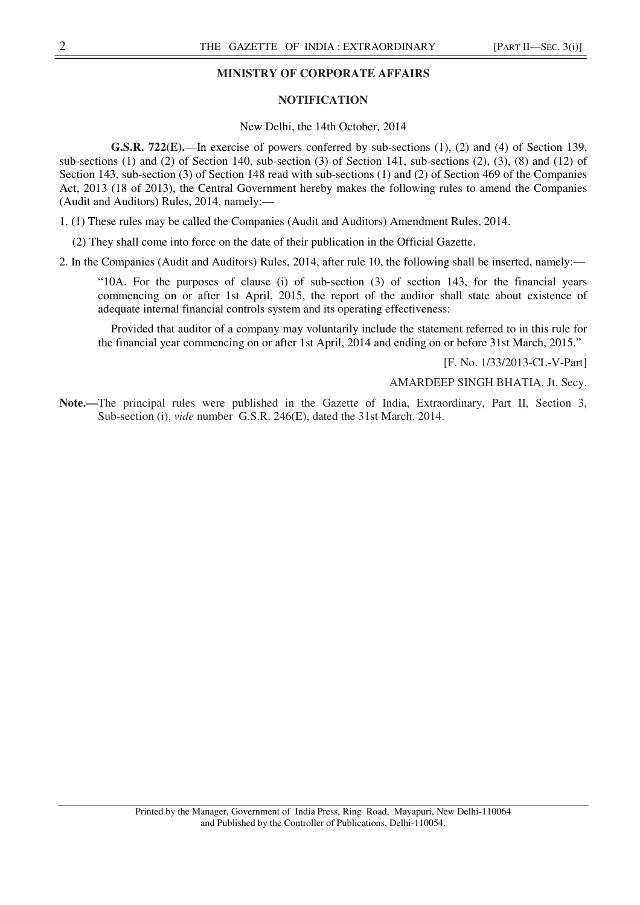## MINISTRY OF CORPORATE AFFAIRS

## NOTIFICATION

New Delhi, the 14th October, 2014

**G.S.R. 722(E).**—In exercise of powers conferred by sub-sections (1), (2) and (4) of Section 139, sub-sections (1) and (2) of Section 140, sub-section (3) of Section 141, sub-sections (2), (3), (8) and (12) of Section 143, sub-section (3) of Section 148 read with sub-sections (1) and (2) of Section 469 of the Companies Act, 2013 (18 of 2013), the Central Government hereby makes the following rules to amend the Companies (Audit and Auditors) Rules, 2014, namely:—

1. (1) These rules may be called the Companies (Audit and Auditors) Amendment Rules, 2014.

(2) They shall come into force on the date of their publication in the Official Gazette.

2. In the Companies (Audit and Auditors) Rules, 2014, after rule 10, the following shall be inserted, namely:—

"10A. For the purposes of clause (i) of sub-section (3) of section 143, for the financial years commencing on or after 1st April, 2015, the report of the auditor shall state about existence of adequate internal financial controls system and its operating effectiveness:

Provided that auditor of a company may voluntarily include the statement referred to in this rule for the financial year commencing on or after 1st April, 2014 and ending on or before 31st March, 2015."

[F. No. 1/33/2013-CL-V-Part]

AMARDEEP SINGH BHATIA, Jt. Secy.

**Note.—**The principal rules were published in the Gazette of India, Extraordinary, Part II, Section 3, Sub-section (i), *vide* number G.S.R. 246(E), dated the 31st March, 2014.

Printed by the Manager, Government of India Press, Ring Road, Mayapuri, New Delhi-110064 and Published by the Controller of Publications, Delhi-110054.